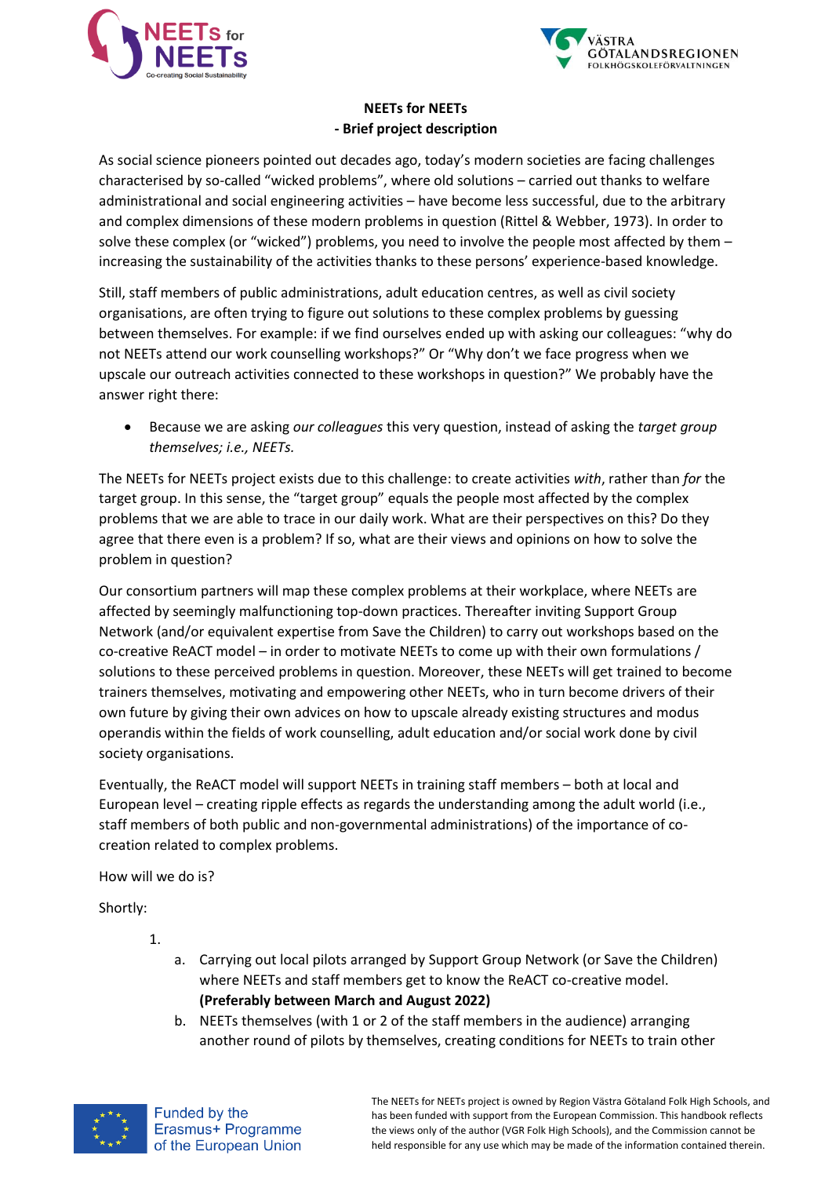**NEETs for NEETs**
**- Brief project description**

As social science pioneers pointed out decades ago, today's modern societies are facing challenges characterised by so-called "wicked problems", where old solutions – carried out thanks to welfare administrational and social engineering activities – have become less successful, due to the arbitrary and complex dimensions of these modern problems in question (Rittel & Webber, 1973). In order to solve these complex (or "wicked") problems, you need to involve the people most affected by them – increasing the sustainability of the activities thanks to these persons' experience-based knowledge.

Still, staff members of public administrations, adult education centres, as well as civil society organisations, are often trying to figure out solutions to these complex problems by guessing between themselves. For example: if we find ourselves ended up with asking our colleagues: "why do not NEETs attend our work counselling workshops?" Or "Why don't we face progress when we upscale our outreach activities connected to these workshops in question?" We probably have the answer right there:

- Because we are asking *our colleagues* this very question, instead of asking the *target group themselves; i.e., NEETs.*

The NEETs for NEETs project exists due to this challenge: to create activities *with*, rather than *for* the target group. In this sense, the "target group" equals the people most affected by the complex problems that we are able to trace in our daily work. What are their perspectives on this? Do they agree that there even is a problem? If so, what are their views and opinions on how to solve the problem in question?

Our consortium partners will map these complex problems at their workplace, where NEETs are affected by seemingly malfunctioning top-down practices. Thereafter inviting Support Group Network (and/or equivalent expertise from Save the Children) to carry out workshops based on the co-creative ReACT model – in order to motivate NEETs to come up with their own formulations / solutions to these perceived problems in question. Moreover, these NEETs will get trained to become trainers themselves, motivating and empowering other NEETs, who in turn become drivers of their own future by giving their own advices on how to upscale already existing structures and modus operandis within the fields of work counselling, adult education and/or social work done by civil society organisations.

Eventually, the ReACT model will support NEETs in training staff members – both at local and European level – creating ripple effects as regards the understanding among the adult world (i.e., staff members of both public and non-governmental administrations) of the importance of co-creation related to complex problems.

How will we do is?

Shortly:

1.
   a. Carrying out local pilots arranged by Support Group Network (or Save the Children) where NEETs and staff members get to know the ReACT co-creative model. **(Preferably between March and August 2022)**
   b. NEETs themselves (with 1 or 2 of the staff members in the audience) arranging another round of pilots by themselves, creating conditions for NEETs to train other

Funded by the Erasmus+ Programme of the European Union

The NEETs for NEETs project is owned by Region Västra Götaland Folk High Schools, and has been funded with support from the European Commission. This handbook reflects the views only of the author (VGR Folk High Schools), and the Commission cannot be held responsible for any use which may be made of the information contained therein.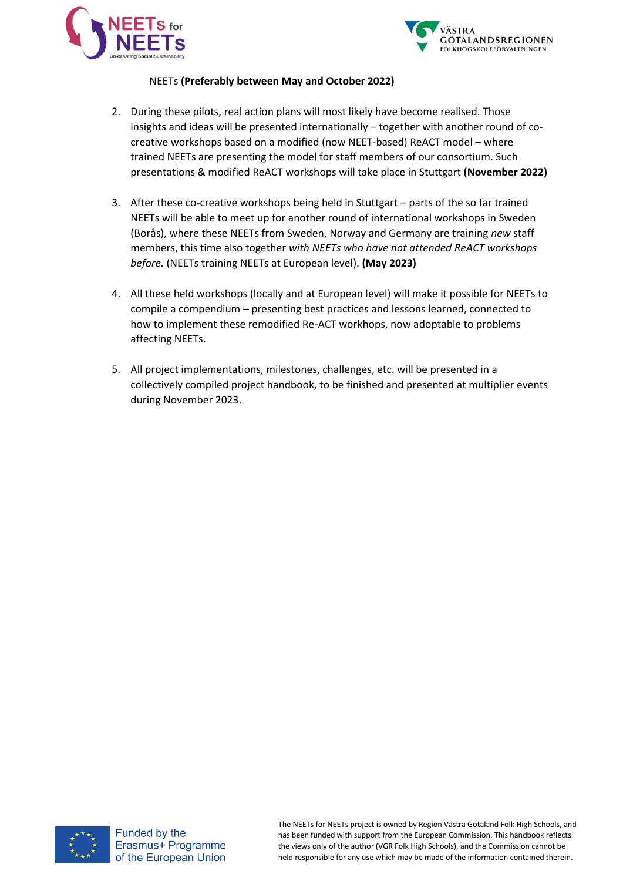NEETs **(Preferably between May and October 2022)**

2. During these pilots, real action plans will most likely have become realised. Those insights and ideas will be presented internationally – together with another round of co-creative workshops based on a modified (now NEET-based) ReACT model – where trained NEETs are presenting the model for staff members of our consortium. Such presentations & modified ReACT workshops will take place in Stuttgart **(November 2022)**

3. After these co-creative workshops being held in Stuttgart – parts of the so far trained NEETs will be able to meet up for another round of international workshops in Sweden (Borås), where these NEETs from Sweden, Norway and Germany are training *new* staff members, this time also together *with NEETs who have not attended ReACT workshops before.* (NEETs training NEETs at European level). **(May 2023)**

4. All these held workshops (locally and at European level) will make it possible for NEETs to compile a compendium – presenting best practices and lessons learned, connected to how to implement these remodified Re-ACT workhops, now adoptable to problems affecting NEETs.

5. All project implementations, milestones, challenges, etc. will be presented in a collectively compiled project handbook, to be finished and presented at multiplier events during November 2023.

Funded by the Erasmus+ Programme of the European Union

The NEETs for NEETs project is owned by Region Västra Götaland Folk High Schools, and has been funded with support from the European Commission. This handbook reflects the views only of the author (VGR Folk High Schools), and the Commission cannot be held responsible for any use which may be made of the information contained therein.